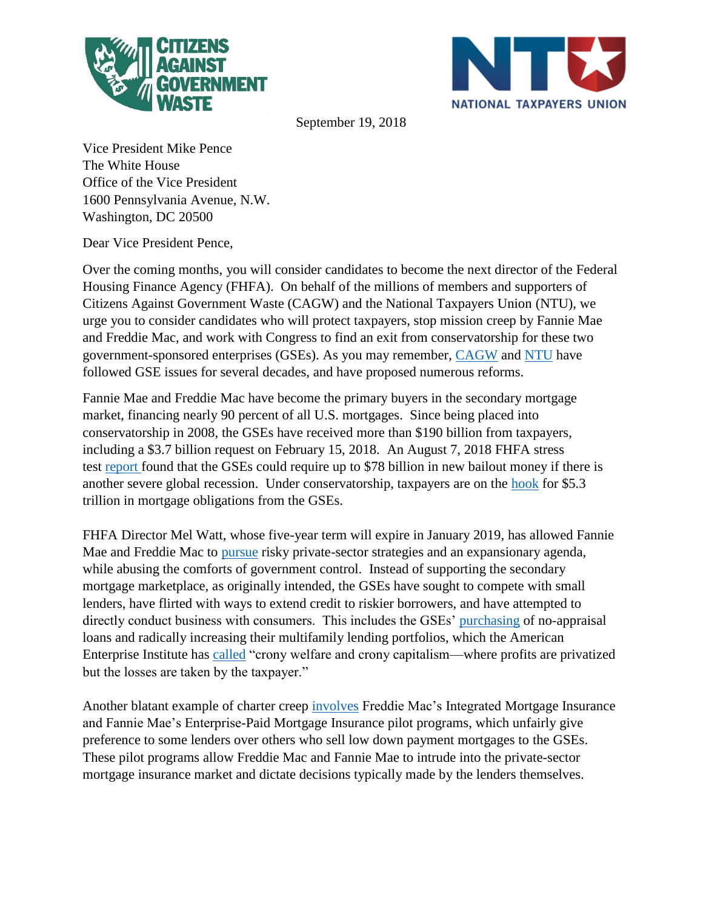September 19, 2018

Vice President Mike Pence
The White House
Office of the Vice President
1600 Pennsylvania Avenue, N.W.
Washington, DC 20500

Dear Vice President Pence,

Over the coming months, you will consider candidates to become the next director of the Federal Housing Finance Agency (FHFA). On behalf of the millions of members and supporters of Citizens Against Government Waste (CAGW) and the National Taxpayers Union (NTU), we urge you to consider candidates who will protect taxpayers, stop mission creep by Fannie Mae and Freddie Mac, and work with Congress to find an exit from conservatorship for these two government-sponsored enterprises (GSEs). As you may remember, CAGW and NTU have followed GSE issues for several decades, and have proposed numerous reforms.

Fannie Mae and Freddie Mac have become the primary buyers in the secondary mortgage market, financing nearly 90 percent of all U.S. mortgages. Since being placed into conservatorship in 2008, the GSEs have received more than $190 billion from taxpayers, including a $3.7 billion request on February 15, 2018. An August 7, 2018 FHFA stress test report found that the GSEs could require up to $78 billion in new bailout money if there is another severe global recession. Under conservatorship, taxpayers are on the hook for $5.3 trillion in mortgage obligations from the GSEs.

FHFA Director Mel Watt, whose five-year term will expire in January 2019, has allowed Fannie Mae and Freddie Mac to pursue risky private-sector strategies and an expansionary agenda, while abusing the comforts of government control. Instead of supporting the secondary mortgage marketplace, as originally intended, the GSEs have sought to compete with small lenders, have flirted with ways to extend credit to riskier borrowers, and have attempted to directly conduct business with consumers. This includes the GSEs' purchasing of no-appraisal loans and radically increasing their multifamily lending portfolios, which the American Enterprise Institute has called "crony welfare and crony capitalism—where profits are privatized but the losses are taken by the taxpayer."

Another blatant example of charter creep involves Freddie Mac's Integrated Mortgage Insurance and Fannie Mae's Enterprise-Paid Mortgage Insurance pilot programs, which unfairly give preference to some lenders over others who sell low down payment mortgages to the GSEs. These pilot programs allow Freddie Mac and Fannie Mae to intrude into the private-sector mortgage insurance market and dictate decisions typically made by the lenders themselves.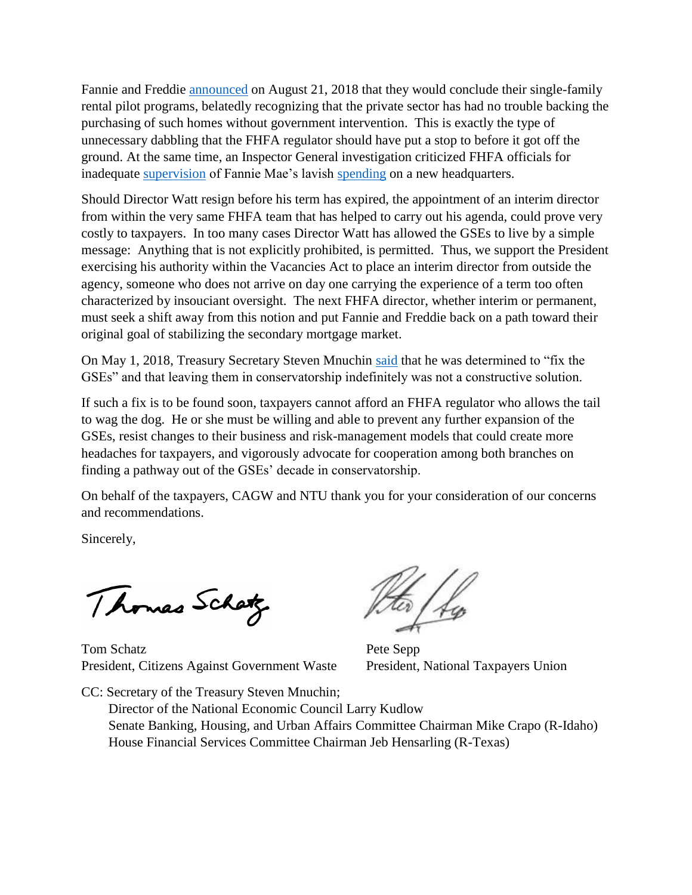Fannie and Freddie announced on August 21, 2018 that they would conclude their single-family rental pilot programs, belatedly recognizing that the private sector has had no trouble backing the purchasing of such homes without government intervention. This is exactly the type of unnecessary dabbling that the FHFA regulator should have put a stop to before it got off the ground. At the same time, an Inspector General investigation criticized FHFA officials for inadequate supervision of Fannie Mae's lavish spending on a new headquarters.

Should Director Watt resign before his term has expired, the appointment of an interim director from within the very same FHFA team that has helped to carry out his agenda, could prove very costly to taxpayers. In too many cases Director Watt has allowed the GSEs to live by a simple message: Anything that is not explicitly prohibited, is permitted. Thus, we support the President exercising his authority within the Vacancies Act to place an interim director from outside the agency, someone who does not arrive on day one carrying the experience of a term too often characterized by insouciant oversight. The next FHFA director, whether interim or permanent, must seek a shift away from this notion and put Fannie and Freddie back on a path toward their original goal of stabilizing the secondary mortgage market.

On May 1, 2018, Treasury Secretary Steven Mnuchin said that he was determined to "fix the GSEs" and that leaving them in conservatorship indefinitely was not a constructive solution.

If such a fix is to be found soon, taxpayers cannot afford an FHFA regulator who allows the tail to wag the dog. He or she must be willing and able to prevent any further expansion of the GSEs, resist changes to their business and risk-management models that could create more headaches for taxpayers, and vigorously advocate for cooperation among both branches on finding a pathway out of the GSEs' decade in conservatorship.

On behalf of the taxpayers, CAGW and NTU thank you for your consideration of our concerns and recommendations.

Sincerely,

Tom Schatz
President, Citizens Against Government Waste

Pete Sepp
President, National Taxpayers Union

CC: Secretary of the Treasury Steven Mnuchin;
Director of the National Economic Council Larry Kudlow
Senate Banking, Housing, and Urban Affairs Committee Chairman Mike Crapo (R-Idaho)
House Financial Services Committee Chairman Jeb Hensarling (R-Texas)